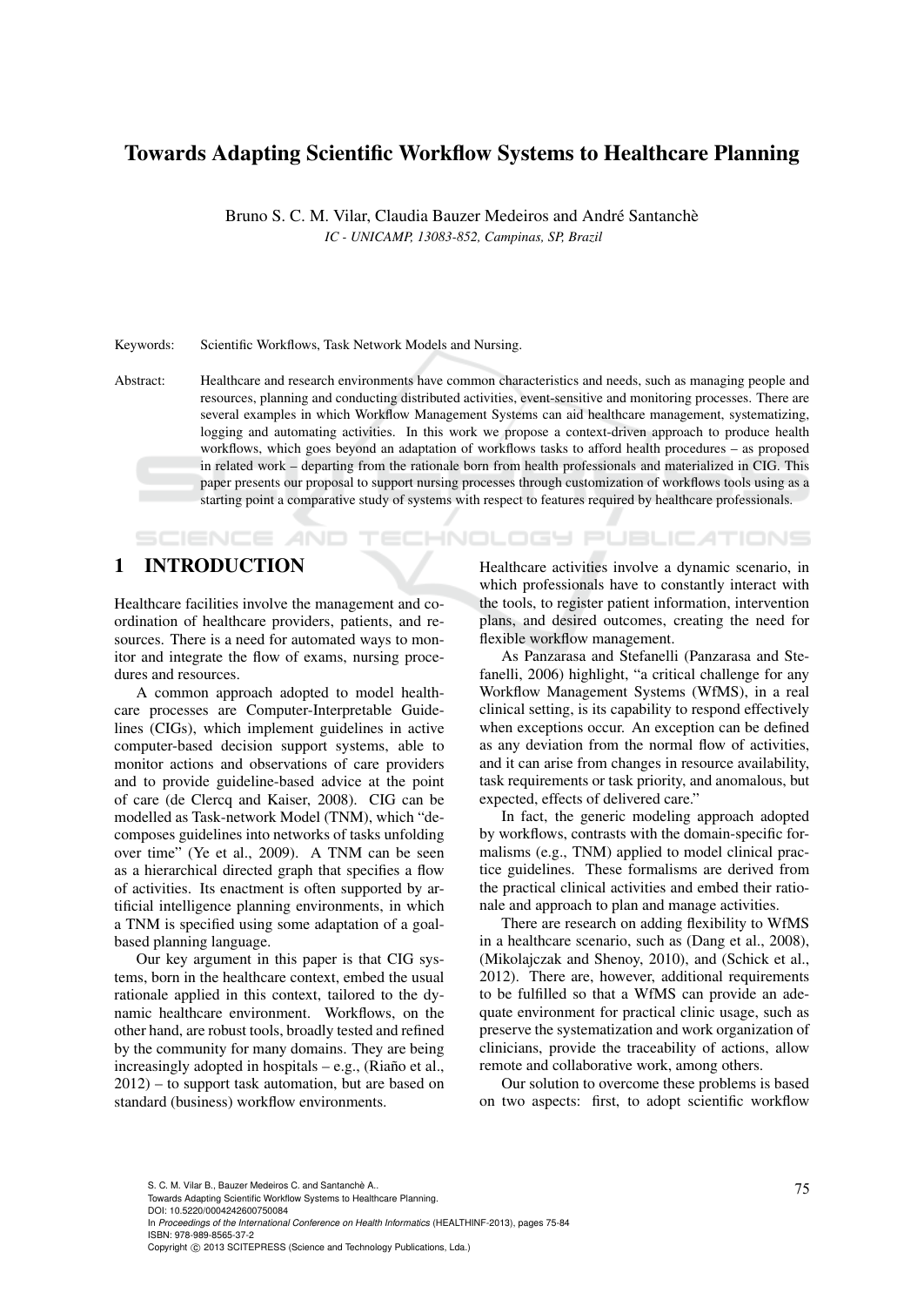# Towards Adapting Scientific Workflow Systems to Healthcare Planning

Bruno S. C. M. Vilar, Claudia Bauzer Medeiros and André Santanchè

*IC - UNICAMP, 13083-852, Campinas, SP, Brazil*

Keywords: Scientific Workflows, Task Network Models and Nursing.

Abstract: Healthcare and research environments have common characteristics and needs, such as managing people and resources, planning and conducting distributed activities, event-sensitive and monitoring processes. There are several examples in which Workflow Management Systems can aid healthcare management, systematizing, logging and automating activities. In this work we propose a context-driven approach to produce health workflows, which goes beyond an adaptation of workflows tasks to afford health procedures – as proposed in related work – departing from the rationale born from health professionals and materialized in CIG. This paper presents our proposal to support nursing processes through customization of workflows tools using as a starting point a comparative study of systems with respect to features required by healthcare professionals.

## 1 INTRODUCTION

Healthcare facilities involve the management and coordination of healthcare providers, patients, and resources. There is a need for automated ways to monitor and integrate the flow of exams, nursing procedures and resources.

A common approach adopted to model healthcare processes are Computer-Interpretable Guidelines (CIGs), which implement guidelines in active computer-based decision support systems, able to monitor actions and observations of care providers and to provide guideline-based advice at the point of care (de Clercq and Kaiser, 2008). CIG can be modelled as Task-network Model (TNM), which "decomposes guidelines into networks of tasks unfolding over time" (Ye et al., 2009). A TNM can be seen as a hierarchical directed graph that specifies a flow of activities. Its enactment is often supported by artificial intelligence planning environments, in which a TNM is specified using some adaptation of a goal-based planning language.

Our key argument in this paper is that CIG systems, born in the healthcare context, embed the usual rationale applied in this context, tailored to the dynamic healthcare environment. Workflows, on the other hand, are robust tools, broadly tested and refined by the community for many domains. They are being increasingly adopted in hospitals – e.g., (Riaño et al., 2012) – to support task automation, but are based on standard (business) workflow environments.

Healthcare activities involve a dynamic scenario, in which professionals have to constantly interact with the tools, to register patient information, intervention plans, and desired outcomes, creating the need for flexible workflow management.

As Panzarasa and Stefanelli (Panzarasa and Stefanelli, 2006) highlight, "a critical challenge for any Workflow Management Systems (WfMS), in a real clinical setting, is its capability to respond effectively when exceptions occur. An exception can be defined as any deviation from the normal flow of activities, and it can arise from changes in resource availability, task requirements or task priority, and anomalous, but expected, effects of delivered care."

In fact, the generic modeling approach adopted by workflows, contrasts with the domain-specific formalisms (e.g., TNM) applied to model clinical practice guidelines. These formalisms are derived from the practical clinical activities and embed their rationale and approach to plan and manage activities.

There are research on adding flexibility to WfMS in a healthcare scenario, such as (Dang et al., 2008), (Mikolajczak and Shenoy, 2010), and (Schick et al., 2012). There are, however, additional requirements to be fulfilled so that a WfMS can provide an adequate environment for practical clinic usage, such as preserve the systematization and work organization of clinicians, provide the traceability of actions, allow remote and collaborative work, among others.

Our solution to overcome these problems is based on two aspects: first, to adopt scientific workflow

S. C. M. Vilar B., Bauzer Medeiros C. and Santanchè A..
Towards Adapting Scientific Workflow Systems to Healthcare Planning.
DOI: 10.5220/0004242600750084
In *Proceedings of the International Conference on Health Informatics* (HEALTHINF-2013), pages 75-84
ISBN: 978-989-8565-37-2
Copyright © 2013 SCITEPRESS (Science and Technology Publications, Lda.)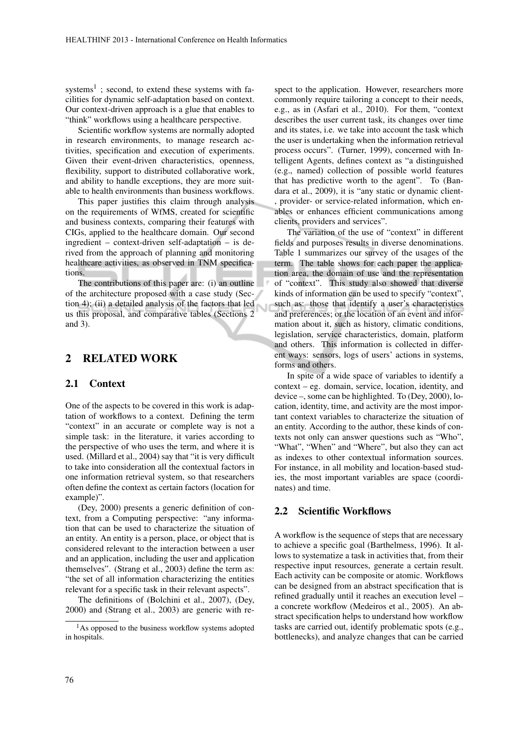systems[1] ; second, to extend these systems with facilities for dynamic self-adaptation based on context. Our context-driven approach is a glue that enables to "think" workflows using a healthcare perspective.

Scientific workflow systems are normally adopted in research environments, to manage research activities, specification and execution of experiments. Given their event-driven characteristics, openness, flexibility, support to distributed collaborative work, and ability to handle exceptions, they are more suitable to health environments than business workflows.

This paper justifies this claim through analysis on the requirements of WfMS, created for scientific and business contexts, comparing their features with CIGs, applied to the healthcare domain. Our second ingredient – context-driven self-adaptation – is derived from the approach of planning and monitoring healthcare activities, as observed in TNM specifications.

The contributions of this paper are: (i) an outline of the architecture proposed with a case study (Section 4); (ii) a detailed analysis of the factors that led us this proposal, and comparative tables (Sections 2 and 3).

## 2 RELATED WORK

### 2.1 Context

One of the aspects to be covered in this work is adaptation of workflows to a context. Defining the term "context" in an accurate or complete way is not a simple task: in the literature, it varies according to the perspective of who uses the term, and where it is used. (Millard et al., 2004) say that "it is very difficult to take into consideration all the contextual factors in one information retrieval system, so that researchers often define the context as certain factors (location for example)".

(Dey, 2000) presents a generic definition of context, from a Computing perspective: "any information that can be used to characterize the situation of an entity. An entity is a person, place, or object that is considered relevant to the interaction between a user and an application, including the user and application themselves". (Strang et al., 2003) define the term as: "the set of all information characterizing the entities relevant for a specific task in their relevant aspects".

The definitions of (Bolchini et al., 2007), (Dey, 2000) and (Strang et al., 2003) are generic with respect to the application. However, researchers more commonly require tailoring a concept to their needs, e.g., as in (Asfari et al., 2010). For them, "context describes the user current task, its changes over time and its states, i.e. we take into account the task which the user is undertaking when the information retrieval process occurs". (Turner, 1999), concerned with Intelligent Agents, defines context as "a distinguished (e.g., named) collection of possible world features that has predictive worth to the agent". To (Bandara et al., 2009), it is "any static or dynamic client-, provider- or service-related information, which enables or enhances efficient communications among clients, providers and services".

The variation of the use of "context" in different fields and purposes results in diverse denominations. Table 1 summarizes our survey of the usages of the term. The table shows for each paper the application area, the domain of use and the representation of "context". This study also showed that diverse kinds of information can be used to specify "context", such as: those that identify a user's characteristics and preferences; or the location of an event and information about it, such as history, climatic conditions, legislation, service characteristics, domain, platform and others. This information is collected in different ways: sensors, logs of users' actions in systems, forms and others.

In spite of a wide space of variables to identify a context – eg. domain, service, location, identity, and device –, some can be highlighted. To (Dey, 2000), location, identity, time, and activity are the most important context variables to characterize the situation of an entity. According to the author, these kinds of contexts not only can answer questions such as "Who", "What", "When" and "Where", but also they can act as indexes to other contextual information sources. For instance, in all mobility and location-based studies, the most important variables are space (coordinates) and time.

### 2.2 Scientific Workflows

A workflow is the sequence of steps that are necessary to achieve a specific goal (Barthelmess, 1996). It allows to systematize a task in activities that, from their respective input resources, generate a certain result. Each activity can be composite or atomic. Workflows can be designed from an abstract specification that is refined gradually until it reaches an execution level – a concrete workflow (Medeiros et al., 2005). An abstract specification helps to understand how workflow tasks are carried out, identify problematic spots (e.g., bottlenecks), and analyze changes that can be carried

[1] As opposed to the business workflow systems adopted in hospitals.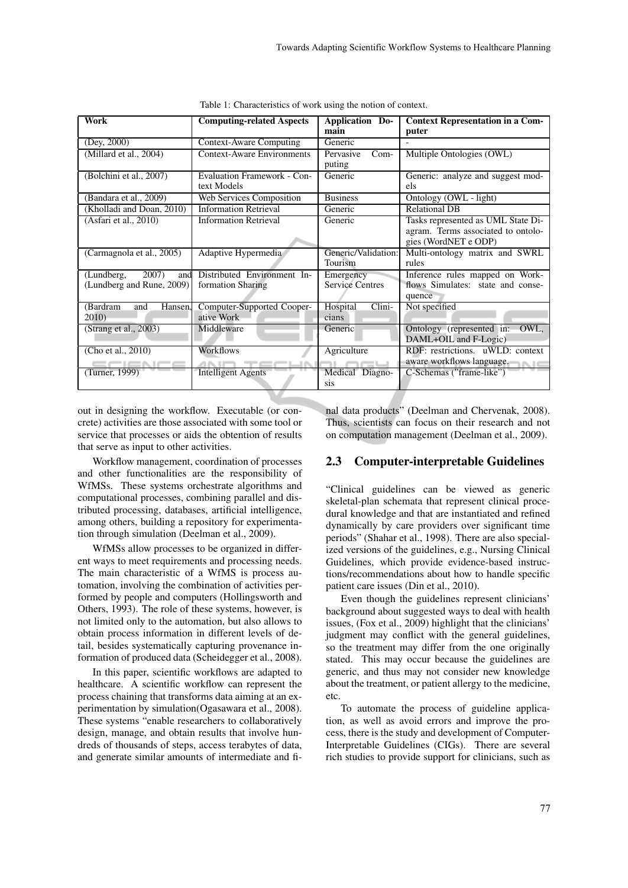Table 1: Characteristics of work using the notion of context.

| Work | Computing-related Aspects | Application Domain | Context Representation in a Computer |
|---|---|---|---|
| (Dey, 2000) | Context-Aware Computing | Generic | - |
| (Millard et al., 2004) | Context-Aware Environments | Pervasive Computing | Multiple Ontologies (OWL) |
| (Bolchini et al., 2007) | Evaluation Framework - Context Models | Generic | Generic: analyze and suggest models |
| (Bandara et al., 2009) | Web Services Composition | Business | Ontology (OWL - light) |
| (Kholladi and Doan, 2010) | Information Retrieval | Generic | Relational DB |
| (Asfari et al., 2010) | Information Retrieval | Generic | Tasks represented as UML State Diagram. Terms associated to ontologies (WordNET e ODP) |
| (Carmagnola et al., 2005) | Adaptive Hypermedia | Generic/Validation: Tourism | Multi-ontology matrix and SWRL rules |
| (Lundberg, 2007) and (Lundberg and Rune, 2009) | Distributed Environment Information Sharing | Emergency Service Centres | Inference rules mapped on Workflows Simulates: state and consequence |
| (Bardram and Hansen, 2010) | Computer-Supported Cooperative Work | Hospital Clinicians | Not specified |
| (Strang et al., 2003) | Middleware | Generic | Ontology (represented in: OWL, DAML+OIL and F-Logic) |
| (Cho et al., 2010) | Workflows | Agriculture | RDF: restrictions. uWLD: context aware workflows language. |
| (Turner, 1999) | Intelligent Agents | Medical Diagnosis | C-Schemas ("frame-like") |

out in designing the workflow. Executable (or concrete) activities are those associated with some tool or service that processes or aids the obtention of results that serve as input to other activities.

Workflow management, coordination of processes and other functionalities are the responsibility of WfMSs. These systems orchestrate algorithms and computational processes, combining parallel and distributed processing, databases, artificial intelligence, among others, building a repository for experimentation through simulation (Deelman et al., 2009).

WfMSs allow processes to be organized in different ways to meet requirements and processing needs. The main characteristic of a WfMS is process automation, involving the combination of activities performed by people and computers (Hollingsworth and Others, 1993). The role of these systems, however, is not limited only to the automation, but also allows to obtain process information in different levels of detail, besides systematically capturing provenance information of produced data (Scheidegger et al., 2008).

In this paper, scientific workflows are adapted to healthcare. A scientific workflow can represent the process chaining that transforms data aiming at an experimentation by simulation(Ogasawara et al., 2008). These systems "enable researchers to collaboratively design, manage, and obtain results that involve hundreds of thousands of steps, access terabytes of data, and generate similar amounts of intermediate and final data products" (Deelman and Chervenak, 2008). Thus, scientists can focus on their research and not on computation management (Deelman et al., 2009).

## 2.3 Computer-interpretable Guidelines

"Clinical guidelines can be viewed as generic skeletal-plan schemata that represent clinical procedural knowledge and that are instantiated and refined dynamically by care providers over significant time periods" (Shahar et al., 1998). There are also specialized versions of the guidelines, e.g., Nursing Clinical Guidelines, which provide evidence-based instructions/recommendations about how to handle specific patient care issues (Din et al., 2010).

Even though the guidelines represent clinicians' background about suggested ways to deal with health issues, (Fox et al., 2009) highlight that the clinicians' judgment may conflict with the general guidelines, so the treatment may differ from the one originally stated. This may occur because the guidelines are generic, and thus may not consider new knowledge about the treatment, or patient allergy to the medicine, etc.

To automate the process of guideline application, as well as avoid errors and improve the process, there is the study and development of Computer-Interpretable Guidelines (CIGs). There are several rich studies to provide support for clinicians, such as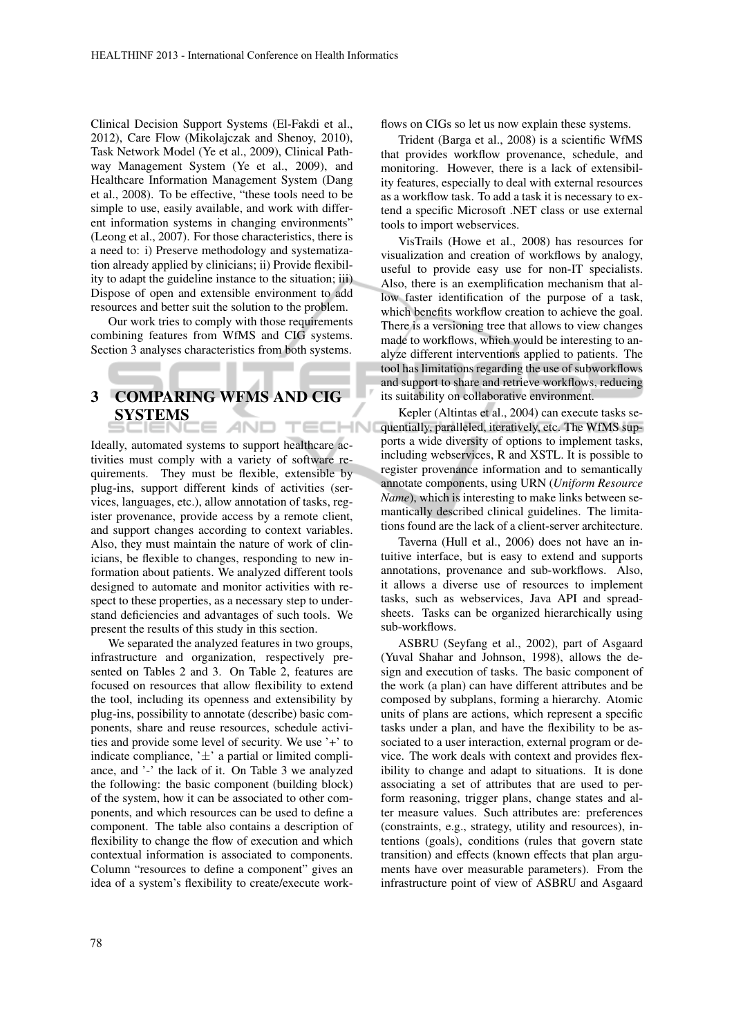Clinical Decision Support Systems (El-Fakdi et al., 2012), Care Flow (Mikolajczak and Shenoy, 2010), Task Network Model (Ye et al., 2009), Clinical Pathway Management System (Ye et al., 2009), and Healthcare Information Management System (Dang et al., 2008). To be effective, "these tools need to be simple to use, easily available, and work with different information systems in changing environments" (Leong et al., 2007). For those characteristics, there is a need to: i) Preserve methodology and systematization already applied by clinicians; ii) Provide flexibility to adapt the guideline instance to the situation; iii) Dispose of open and extensible environment to add resources and better suit the solution to the problem.

Our work tries to comply with those requirements combining features from WfMS and CIG systems. Section 3 analyses characteristics from both systems.

## 3 COMPARING WFMS AND CIG SYSTEMS

Ideally, automated systems to support healthcare activities must comply with a variety of software requirements. They must be flexible, extensible by plug-ins, support different kinds of activities (services, languages, etc.), allow annotation of tasks, register provenance, provide access by a remote client, and support changes according to context variables. Also, they must maintain the nature of work of clinicians, be flexible to changes, responding to new information about patients. We analyzed different tools designed to automate and monitor activities with respect to these properties, as a necessary step to understand deficiencies and advantages of such tools. We present the results of this study in this section.

We separated the analyzed features in two groups, infrastructure and organization, respectively presented on Tables 2 and 3. On Table 2, features are focused on resources that allow flexibility to extend the tool, including its openness and extensibility by plug-ins, possibility to annotate (describe) basic components, share and reuse resources, schedule activities and provide some level of security. We use '+' to indicate compliance, '$\pm$' a partial or limited compliance, and '-' the lack of it. On Table 3 we analyzed the following: the basic component (building block) of the system, how it can be associated to other components, and which resources can be used to define a component. The table also contains a description of flexibility to change the flow of execution and which contextual information is associated to components. Column "resources to define a component" gives an idea of a system's flexibility to create/execute workflows on CIGs so let us now explain these systems.

Trident (Barga et al., 2008) is a scientific WfMS that provides workflow provenance, schedule, and monitoring. However, there is a lack of extensibility features, especially to deal with external resources as a workflow task. To add a task it is necessary to extend a specific Microsoft .NET class or use external tools to import webservices.

VisTrails (Howe et al., 2008) has resources for visualization and creation of workflows by analogy, useful to provide easy use for non-IT specialists. Also, there is an exemplification mechanism that allow faster identification of the purpose of a task, which benefits workflow creation to achieve the goal. There is a versioning tree that allows to view changes made to workflows, which would be interesting to analyze different interventions applied to patients. The tool has limitations regarding the use of subworkflows and support to share and retrieve workflows, reducing its suitability on collaborative environment.

Kepler (Altintas et al., 2004) can execute tasks sequentially, paralleled, iteratively, etc. The WfMS supports a wide diversity of options to implement tasks, including webservices, R and XSTL. It is possible to register provenance information and to semantically annotate components, using URN (*Uniform Resource Name*), which is interesting to make links between semantically described clinical guidelines. The limitations found are the lack of a client-server architecture.

Taverna (Hull et al., 2006) does not have an intuitive interface, but is easy to extend and supports annotations, provenance and sub-workflows. Also, it allows a diverse use of resources to implement tasks, such as webservices, Java API and spreadsheets. Tasks can be organized hierarchically using sub-workflows.

ASBRU (Seyfang et al., 2002), part of Asgaard (Yuval Shahar and Johnson, 1998), allows the design and execution of tasks. The basic component of the work (a plan) can have different attributes and be composed by subplans, forming a hierarchy. Atomic units of plans are actions, which represent a specific tasks under a plan, and have the flexibility to be associated to a user interaction, external program or device. The work deals with context and provides flexibility to change and adapt to situations. It is done associating a set of attributes that are used to perform reasoning, trigger plans, change states and alter measure values. Such attributes are: preferences (constraints, e.g., strategy, utility and resources), intentions (goals), conditions (rules that govern state transition) and effects (known effects that plan arguments have over measurable parameters). From the infrastructure point of view of ASBRU and Asgaard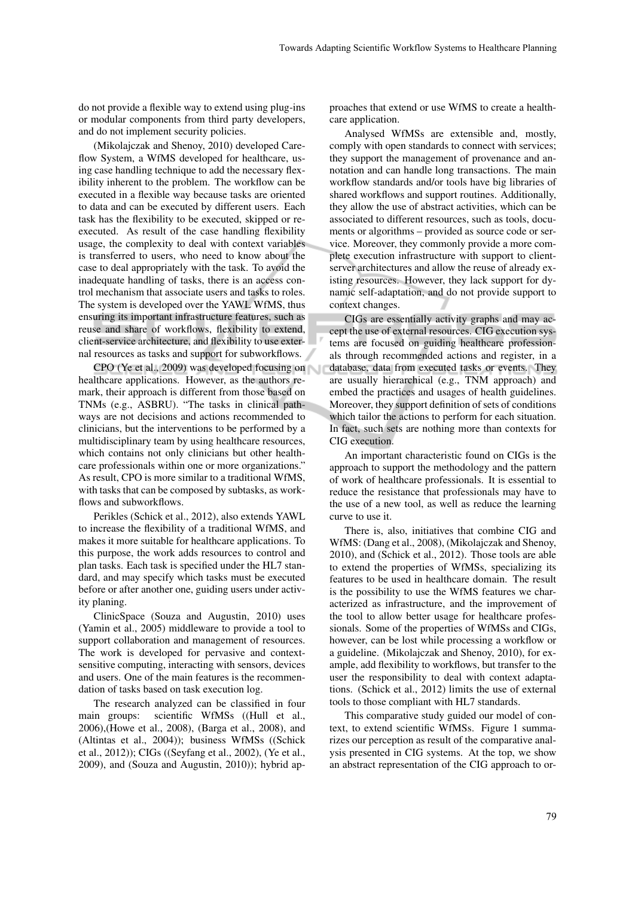do not provide a flexible way to extend using plug-ins or modular components from third party developers, and do not implement security policies.

(Mikolajczak and Shenoy, 2010) developed Careflow System, a WfMS developed for healthcare, using case handling technique to add the necessary flexibility inherent to the problem. The workflow can be executed in a flexible way because tasks are oriented to data and can be executed by different users. Each task has the flexibility to be executed, skipped or re-executed. As result of the case handling flexibility usage, the complexity to deal with context variables is transferred to users, who need to know about the case to deal appropriately with the task. To avoid the inadequate handling of tasks, there is an access control mechanism that associate users and tasks to roles. The system is developed over the YAWL WfMS, thus ensuring its important infrastructure features, such as reuse and share of workflows, flexibility to extend, client-service architecture, and flexibility to use external resources as tasks and support for subworkflows.

CPO (Ye et al., 2009) was developed focusing on healthcare applications. However, as the authors remark, their approach is different from those based on TNMs (e.g., ASBRU). "The tasks in clinical pathways are not decisions and actions recommended to clinicians, but the interventions to be performed by a multidisciplinary team by using healthcare resources, which contains not only clinicians but other healthcare professionals within one or more organizations." As result, CPO is more similar to a traditional WfMS, with tasks that can be composed by subtasks, as workflows and subworkflows.

Perikles (Schick et al., 2012), also extends YAWL to increase the flexibility of a traditional WfMS, and makes it more suitable for healthcare applications. To this purpose, the work adds resources to control and plan tasks. Each task is specified under the HL7 standard, and may specify which tasks must be executed before or after another one, guiding users under activity planing.

ClinicSpace (Souza and Augustin, 2010) uses (Yamin et al., 2005) middleware to provide a tool to support collaboration and management of resources. The work is developed for pervasive and context-sensitive computing, interacting with sensors, devices and users. One of the main features is the recommendation of tasks based on task execution log.

The research analyzed can be classified in four main groups: scientific WfMSs ((Hull et al., 2006),(Howe et al., 2008), (Barga et al., 2008), and (Altintas et al., 2004)); business WfMSs ((Schick et al., 2012)); CIGs ((Seyfang et al., 2002), (Ye et al., 2009), and (Souza and Augustin, 2010)); hybrid approaches that extend or use WfMS to create a healthcare application.

Analysed WfMSs are extensible and, mostly, comply with open standards to connect with services; they support the management of provenance and annotation and can handle long transactions. The main workflow standards and/or tools have big libraries of shared workflows and support routines. Additionally, they allow the use of abstract activities, which can be associated to different resources, such as tools, documents or algorithms – provided as source code or service. Moreover, they commonly provide a more complete execution infrastructure with support to client-server architectures and allow the reuse of already existing resources. However, they lack support for dynamic self-adaptation, and do not provide support to context changes.

CIGs are essentially activity graphs and may accept the use of external resources. CIG execution systems are focused on guiding healthcare professionals through recommended actions and register, in a database, data from executed tasks or events. They are usually hierarchical (e.g., TNM approach) and embed the practices and usages of health guidelines. Moreover, they support definition of sets of conditions which tailor the actions to perform for each situation. In fact, such sets are nothing more than contexts for CIG execution.

An important characteristic found on CIGs is the approach to support the methodology and the pattern of work of healthcare professionals. It is essential to reduce the resistance that professionals may have to the use of a new tool, as well as reduce the learning curve to use it.

There is, also, initiatives that combine CIG and WfMS: (Dang et al., 2008), (Mikolajczak and Shenoy, 2010), and (Schick et al., 2012). Those tools are able to extend the properties of WfMSs, specializing its features to be used in healthcare domain. The result is the possibility to use the WfMS features we characterized as infrastructure, and the improvement of the tool to allow better usage for healthcare professionals. Some of the properties of WfMSs and CIGs, however, can be lost while processing a workflow or a guideline. (Mikolajczak and Shenoy, 2010), for example, add flexibility to workflows, but transfer to the user the responsibility to deal with context adaptations. (Schick et al., 2012) limits the use of external tools to those compliant with HL7 standards.

This comparative study guided our model of context, to extend scientific WfMSs. Figure 1 summarizes our perception as result of the comparative analysis presented in CIG systems. At the top, we show an abstract representation of the CIG approach to or-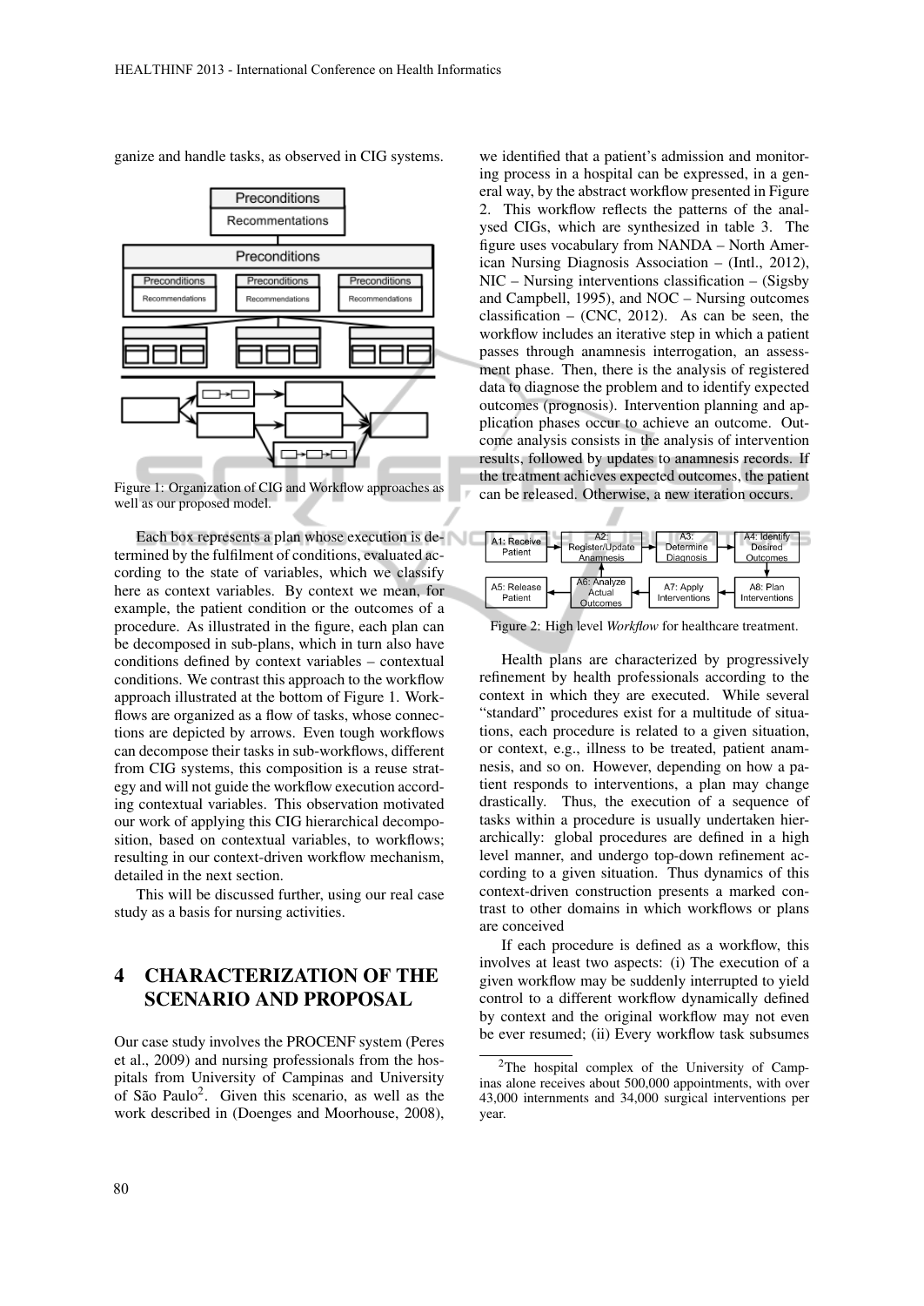ganize and handle tasks, as observed in CIG systems.

Figure 1: Organization of CIG and Workflow approaches as well as our proposed model.

Each box represents a plan whose execution is determined by the fulfilment of conditions, evaluated according to the state of variables, which we classify here as context variables. By context we mean, for example, the patient condition or the outcomes of a procedure. As illustrated in the figure, each plan can be decomposed in sub-plans, which in turn also have conditions defined by context variables – contextual conditions. We contrast this approach to the workflow approach illustrated at the bottom of Figure 1. Workflows are organized as a flow of tasks, whose connections are depicted by arrows. Even tough workflows can decompose their tasks in sub-workflows, different from CIG systems, this composition is a reuse strategy and will not guide the workflow execution according contextual variables. This observation motivated our work of applying this CIG hierarchical decomposition, based on contextual variables, to workflows; resulting in our context-driven workflow mechanism, detailed in the next section.

This will be discussed further, using our real case study as a basis for nursing activities.

# 4 CHARACTERIZATION OF THE SCENARIO AND PROPOSAL

Our case study involves the PROCENF system (Peres et al., 2009) and nursing professionals from the hospitals from University of Campinas and University of São Paulo[2]. Given this scenario, as well as the work described in (Doenges and Moorhouse, 2008), we identified that a patient's admission and monitoring process in a hospital can be expressed, in a general way, by the abstract workflow presented in Figure 2. This workflow reflects the patterns of the analysed CIGs, which are synthesized in table 3. The figure uses vocabulary from NANDA – North American Nursing Diagnosis Association – (Intl., 2012), NIC – Nursing interventions classification – (Sigsby and Campbell, 1995), and NOC – Nursing outcomes classification – (CNC, 2012). As can be seen, the workflow includes an iterative step in which a patient passes through anamnesis interrogation, an assessment phase. Then, there is the analysis of registered data to diagnose the problem and to identify expected outcomes (prognosis). Intervention planning and application phases occur to achieve an outcome. Outcome analysis consists in the analysis of intervention results, followed by updates to anamnesis records. If the treatment achieves expected outcomes, the patient can be released. Otherwise, a new iteration occurs.

Figure 2: High level *Workflow* for healthcare treatment.

Health plans are characterized by progressively refinement by health professionals according to the context in which they are executed. While several "standard" procedures exist for a multitude of situations, each procedure is related to a given situation, or context, e.g., illness to be treated, patient anamnesis, and so on. However, depending on how a patient responds to interventions, a plan may change drastically. Thus, the execution of a sequence of tasks within a procedure is usually undertaken hierarchically: global procedures are defined in a high level manner, and undergo top-down refinement according to a given situation. Thus dynamics of this context-driven construction presents a marked contrast to other domains in which workflows or plans are conceived

If each procedure is defined as a workflow, this involves at least two aspects: (i) The execution of a given workflow may be suddenly interrupted to yield control to a different workflow dynamically defined by context and the original workflow may not even be ever resumed; (ii) Every workflow task subsumes

[2]The hospital complex of the University of Campinas alone receives about 500,000 appointments, with over 43,000 internments and 34,000 surgical interventions per year.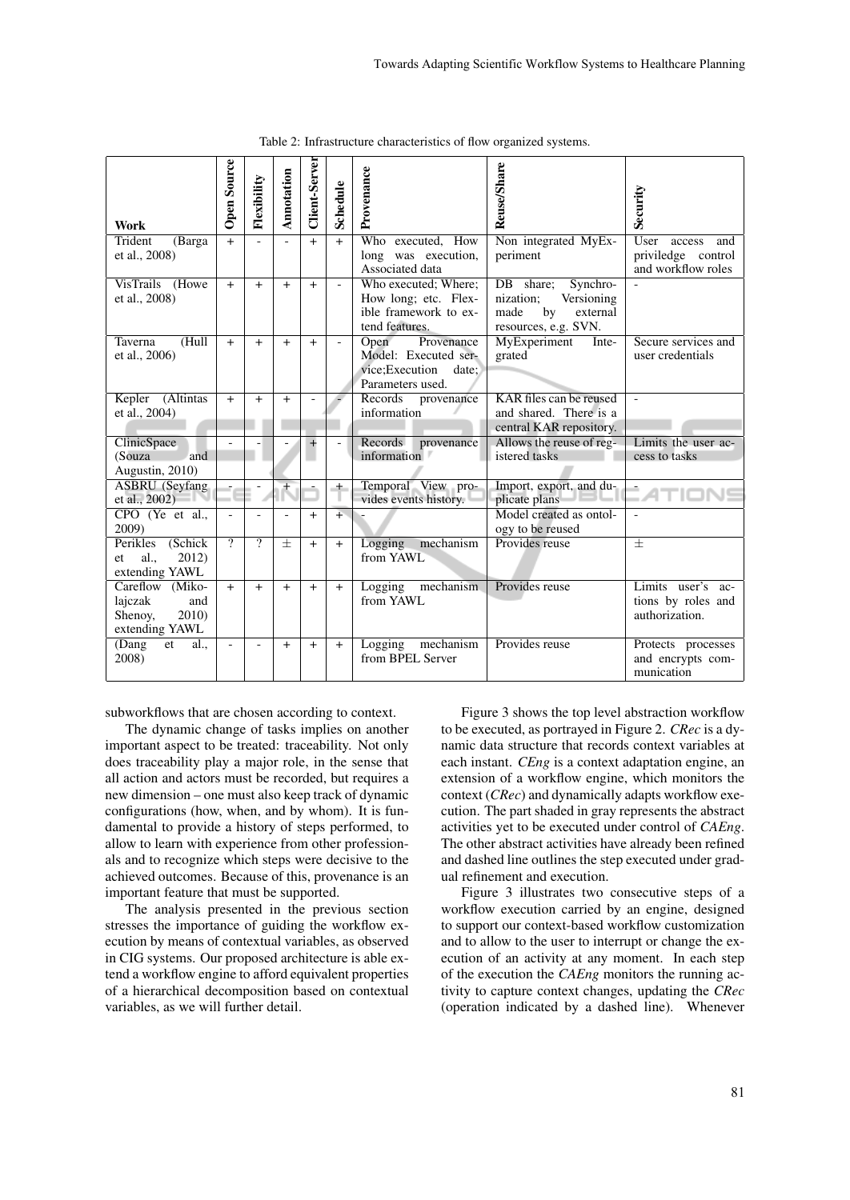Table 2: Infrastructure characteristics of flow organized systems.

| Work | Open Source | Flexibility | Annotation | Client-Server | Schedule | Provenance | Reuse/Share | Security |
|---|---|---|---|---|---|---|---|---|
| Trident (Barga et al., 2008) | + | - | - | + | + | Who executed, How long was execution, Associated data | Non integrated MyExperiment | User access and priviledge control and workflow roles |
| VisTrails (Howe et al., 2008) | + | + | + | + | - | Who executed; Where; How long; etc. Flexible framework to extend features. | DB share; Synchronization; Versioning made by external resources, e.g. SVN. | - |
| Taverna (Hull et al., 2006) | + | + | + | + | - | Open Provenance Model: Executed service;Execution date; Parameters used. | MyExperiment Integrated | Secure services and user credentials |
| Kepler (Altintas et al., 2004) | + | + | + | - | - | Records provenance information | KAR files can be reused and shared. There is a central KAR repository. | - |
| ClinicSpace (Souza and Augustin, 2010) | - | - | - | + | - | Records provenance information | Allows the reuse of registered tasks | Limits the user access to tasks |
| ASBRU (Seyfang et al., 2002) | - | - | + | - | + | Temporal View provides events history. | Import, export, and duplicate plans | - |
| CPO (Ye et al., 2009) | - | - | - | + | + | - | Model created as ontology to be reused | - |
| Perikles (Schick et al., 2012) extending YAWL | ? | ? | ± | + | + | Logging mechanism from YAWL | Provides reuse | ± |
| Careflow (Mikolajczak and Shenoy, 2010) extending YAWL | + | + | + | + | + | Logging mechanism from YAWL | Provides reuse | Limits user's actions by roles and authorization. |
| (Dang et al., 2008) | - | - | + | + | + | Logging mechanism from BPEL Server | Provides reuse | Protects processes and encrypts communication |

subworkflows that are chosen according to context.

The dynamic change of tasks implies on another important aspect to be treated: traceability. Not only does traceability play a major role, in the sense that all action and actors must be recorded, but requires a new dimension – one must also keep track of dynamic configurations (how, when, and by whom). It is fundamental to provide a history of steps performed, to allow to learn with experience from other professionals and to recognize which steps were decisive to the achieved outcomes. Because of this, provenance is an important feature that must be supported.

The analysis presented in the previous section stresses the importance of guiding the workflow execution by means of contextual variables, as observed in CIG systems. Our proposed architecture is able extend a workflow engine to afford equivalent properties of a hierarchical decomposition based on contextual variables, as we will further detail.

Figure 3 shows the top level abstraction workflow to be executed, as portrayed in Figure 2. *CRec* is a dynamic data structure that records context variables at each instant. *CEng* is a context adaptation engine, an extension of a workflow engine, which monitors the context (*CRec*) and dynamically adapts workflow execution. The part shaded in gray represents the abstract activities yet to be executed under control of *CAEng*. The other abstract activities have already been refined and dashed line outlines the step executed under gradual refinement and execution.

Figure 3 illustrates two consecutive steps of a workflow execution carried by an engine, designed to support our context-based workflow customization and to allow to the user to interrupt or change the execution of an activity at any moment. In each step of the execution the *CAEng* monitors the running activity to capture context changes, updating the *CRec* (operation indicated by a dashed line). Whenever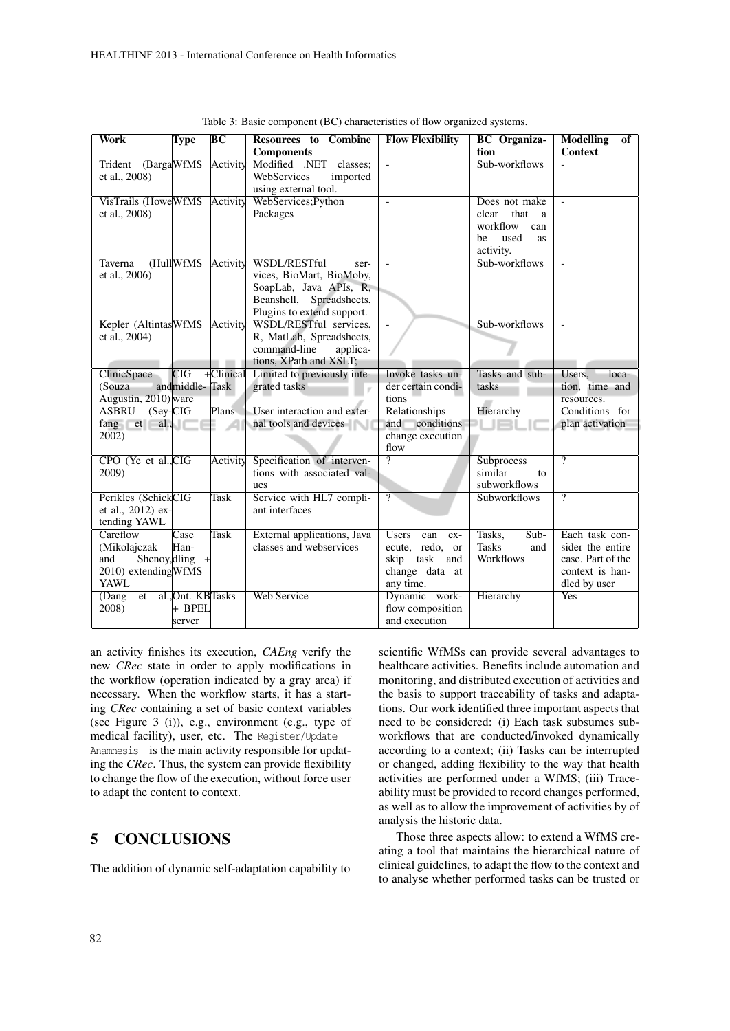Table 3: Basic component (BC) characteristics of flow organized systems.

| Work | Type | BC | Resources to Combine Components | Flow Flexibility | BC Organization | Modelling of Context |
|---|---|---|---|---|---|---|
| Trident (Barga et al., 2008) | WfMS | Activity | Modified .NET classes; WebServices imported using external tool. | - | Sub-workflows | - |
| VisTrails (Howe et al., 2008) | WfMS | Activity | WebServices;Python Packages | - | Does not make clear that a workflow can be used as activity. | - |
| Taverna (Hull et al., 2006) | WfMS | Activity | WSDL/RESTful services, BioMart, BioMoby, SoapLab, Java APIs, R, Beanshell, Spreadsheets, Plugins to extend support. | - | Sub-workflows | - |
| Kepler (Altintas et al., 2004) | WfMS | Activity | WSDL/RESTful services, R, MatLab, Spreadsheets, command-line applications, XPath and XSLT; | - | Sub-workflows | - |
| ClinicSpace (Souza and Augustin, 2010) | CIG and middleware | +Clinical Task | Limited to previously integrated tasks | Invoke tasks under certain conditions | Tasks and subtasks | Users, location, time and resources. |
| ASBRU (Seyfang et al., 2002) | CIG | Plans | User interaction and external tools and devices | Relationships and conditions change execution flow | Hierarchy | Conditions for plan activation |
| CPO (Ye et al., 2009) | CIG | Activity | Specification of interventions with associated values | ? | Subprocess similar to subworkflows | ? |
| Perikles (Schick et al., 2012) extending YAWL | CIG | Task | Service with HL7 compliant interfaces | ? | Subworkflows | ? |
| Careflow (Mikolajczak and Shenoy, 2010) extending YAWL | Case Handling + WfMS | Task | External applications, Java classes and webservices | Users can execute, redo, or skip task and change data at any time. | Tasks, Sub-Tasks and Workflows | Each task consider the entire case. Part of the context is handled by user |
| (Dang et al., 2008) | Ont. KB + BPEL server | Tasks | Web Service | Dynamic workflow composition and execution | Hierarchy | Yes |

an activity finishes its execution, *CAEng* verify the new *CRec* state in order to apply modifications in the workflow (operation indicated by a gray area) if necessary. When the workflow starts, it has a starting *CRec* containing a set of basic context variables (see Figure 3 (i)), e.g., environment (e.g., type of medical facility), user, etc. The `Register/Update Anamnesis` is the main activity responsible for updating the *CRec*. Thus, the system can provide flexibility to change the flow of the execution, without force user to adapt the content to context.

## 5 CONCLUSIONS

The addition of dynamic self-adaptation capability to scientific WfMSs can provide several advantages to healthcare activities. Benefits include automation and monitoring, and distributed execution of activities and the basis to support traceability of tasks and adaptations. Our work identified three important aspects that need to be considered: (i) Each task subsumes subworkflows that are conducted/invoked dynamically according to a context; (ii) Tasks can be interrupted or changed, adding flexibility to the way that health activities are performed under a WfMS; (iii) Traceability must be provided to record changes performed, as well as to allow the improvement of activities by of analysis the historic data.

Those three aspects allow: to extend a WfMS creating a tool that maintains the hierarchical nature of clinical guidelines, to adapt the flow to the context and to analyse whether performed tasks can be trusted or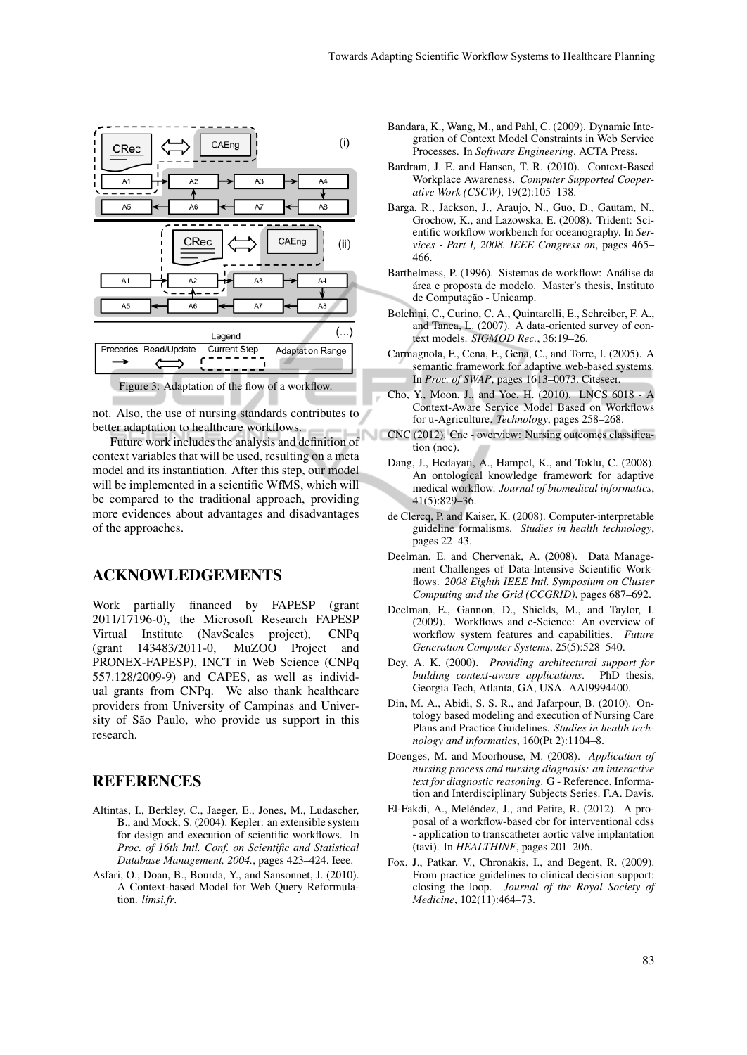Figure 3: Adaptation of the flow of a workflow.

not. Also, the use of nursing standards contributes to better adaptation to healthcare workflows.

Future work includes the analysis and definition of context variables that will be used, resulting on a meta model and its instantiation. After this step, our model will be implemented in a scientific WfMS, which will be compared to the traditional approach, providing more evidences about advantages and disadvantages of the approaches.

## ACKNOWLEDGEMENTS

Work partially financed by FAPESP (grant 2011/17196-0), the Microsoft Research FAPESP Virtual Institute (NavScales project), CNPq (grant 143483/2011-0, MuZOO Project and PRONEX-FAPESP), INCT in Web Science (CNPq 557.128/2009-9) and CAPES, as well as individual grants from CNPq. We also thank healthcare providers from University of Campinas and University of São Paulo, who provide us support in this research.

## REFERENCES

Altintas, I., Berkley, C., Jaeger, E., Jones, M., Ludascher, B., and Mock, S. (2004). Kepler: an extensible system for design and execution of scientific workflows. In *Proc. of 16th Intl. Conf. on Scientific and Statistical Database Management, 2004.*, pages 423–424. Ieee.

Asfari, O., Doan, B., Bourda, Y., and Sansonnet, J. (2010). A Context-based Model for Web Query Reformulation. *limsi.fr*.

Bandara, K., Wang, M., and Pahl, C. (2009). Dynamic Integration of Context Model Constraints in Web Service Processes. In *Software Engineering*. ACTA Press.

Bardram, J. E. and Hansen, T. R. (2010). Context-Based Workplace Awareness. *Computer Supported Cooperative Work (CSCW)*, 19(2):105–138.

Barga, R., Jackson, J., Araujo, N., Guo, D., Gautam, N., Grochow, K., and Lazowska, E. (2008). Trident: Scientific workflow workbench for oceanography. In *Services - Part I, 2008. IEEE Congress on*, pages 465–466.

Barthelmess, P. (1996). Sistemas de workflow: Análise da área e proposta de modelo. Master's thesis, Instituto de Computação - Unicamp.

Bolchini, C., Curino, C. A., Quintarelli, E., Schreiber, F. A., and Tanca, L. (2007). A data-oriented survey of context models. *SIGMOD Rec.*, 36:19–26.

Carmagnola, F., Cena, F., Gena, C., and Torre, I. (2005). A semantic framework for adaptive web-based systems. In *Proc. of SWAP*, pages 1613–0073. Citeseer.

Cho, Y., Moon, J., and Yoe, H. (2010). LNCS 6018 - A Context-Aware Service Model Based on Workflows for u-Agriculture. *Technology*, pages 258–268.

CNC (2012). Cnc - overview: Nursing outcomes classification (noc).

Dang, J., Hedayati, A., Hampel, K., and Toklu, C. (2008). An ontological knowledge framework for adaptive medical workflow. *Journal of biomedical informatics*, 41(5):829–36.

de Clercq, P. and Kaiser, K. (2008). Computer-interpretable guideline formalisms. *Studies in health technology*, pages 22–43.

Deelman, E. and Chervenak, A. (2008). Data Management Challenges of Data-Intensive Scientific Workflows. *2008 Eighth IEEE Intl. Symposium on Cluster Computing and the Grid (CCGRID)*, pages 687–692.

Deelman, E., Gannon, D., Shields, M., and Taylor, I. (2009). Workflows and e-Science: An overview of workflow system features and capabilities. *Future Generation Computer Systems*, 25(5):528–540.

Dey, A. K. (2000). *Providing architectural support for building context-aware applications*. PhD thesis, Georgia Tech, Atlanta, GA, USA. AAI9994400.

Din, M. A., Abidi, S. S. R., and Jafarpour, B. (2010). Ontology based modeling and execution of Nursing Care Plans and Practice Guidelines. *Studies in health technology and informatics*, 160(Pt 2):1104–8.

Doenges, M. and Moorhouse, M. (2008). *Application of nursing process and nursing diagnosis: an interactive text for diagnostic reasoning*. G - Reference, Information and Interdisciplinary Subjects Series. F.A. Davis.

El-Fakdi, A., Meléndez, J., and Petite, R. (2012). A proposal of a workflow-based cbr for interventional cdss - application to transcatheter aortic valve implantation (tavi). In *HEALTHINF*, pages 201–206.

Fox, J., Patkar, V., Chronakis, I., and Begent, R. (2009). From practice guidelines to clinical decision support: closing the loop. *Journal of the Royal Society of Medicine*, 102(11):464–73.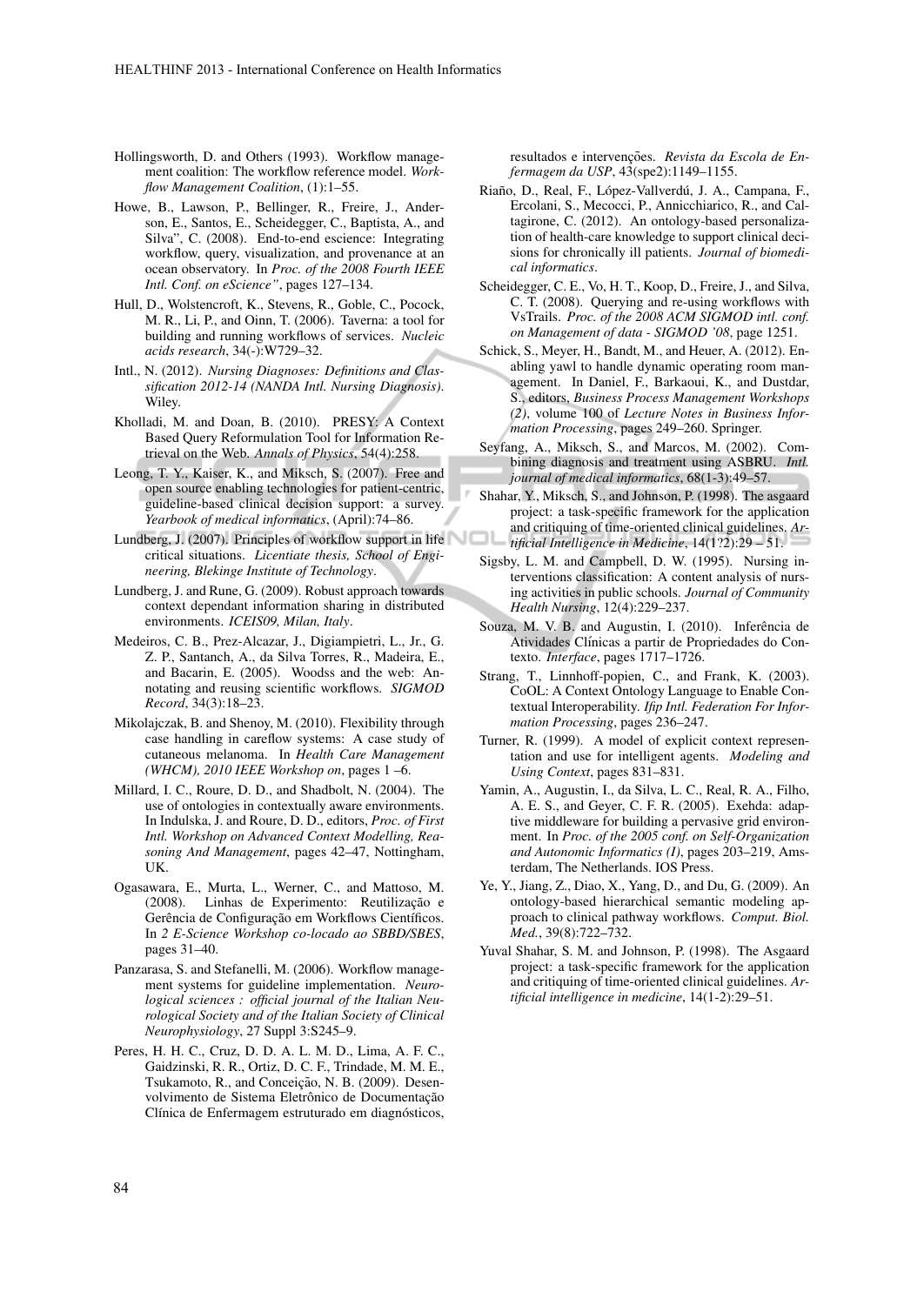Hollingsworth, D. and Others (1993). Workflow management coalition: The workflow reference model. *Workflow Management Coalition*, (1):1–55.

Howe, B., Lawson, P., Bellinger, R., Freire, J., Anderson, E., Santos, E., Scheidegger, C., Baptista, A., and Silva", C. (2008). End-to-end escience: Integrating workflow, query, visualization, and provenance at an ocean observatory. In *Proc. of the 2008 Fourth IEEE Intl. Conf. on eScience"*, pages 127–134.

Hull, D., Wolstencroft, K., Stevens, R., Goble, C., Pocock, M. R., Li, P., and Oinn, T. (2006). Taverna: a tool for building and running workflows of services. *Nucleic acids research*, 34(-):W729–32.

Intl., N. (2012). *Nursing Diagnoses: Definitions and Classification 2012-14 (NANDA Intl. Nursing Diagnosis)*. Wiley.

Kholladi, M. and Doan, B. (2010). PRESY: A Context Based Query Reformulation Tool for Information Retrieval on the Web. *Annals of Physics*, 54(4):258.

Leong, T. Y., Kaiser, K., and Miksch, S. (2007). Free and open source enabling technologies for patient-centric, guideline-based clinical decision support: a survey. *Yearbook of medical informatics*, (April):74–86.

Lundberg, J. (2007). Principles of workflow support in life critical situations. *Licentiate thesis, School of Engineering, Blekinge Institute of Technology*.

Lundberg, J. and Rune, G. (2009). Robust approach towards context dependant information sharing in distributed environments. *ICEIS09, Milan, Italy*.

Medeiros, C. B., Prez-Alcazar, J., Digiampietri, L., Jr., G. Z. P., Santanch, A., da Silva Torres, R., Madeira, E., and Bacarin, E. (2005). Woodss and the web: Annotating and reusing scientific workflows. *SIGMOD Record*, 34(3):18–23.

Mikolajczak, B. and Shenoy, M. (2010). Flexibility through case handling in careflow systems: A case study of cutaneous melanoma. In *Health Care Management (WHCM), 2010 IEEE Workshop on*, pages 1 –6.

Millard, I. C., Roure, D. D., and Shadbolt, N. (2004). The use of ontologies in contextually aware environments. In Indulska, J. and Roure, D. D., editors, *Proc. of First Intl. Workshop on Advanced Context Modelling, Reasoning And Management*, pages 42–47, Nottingham, UK.

Ogasawara, E., Murta, L., Werner, C., and Mattoso, M. (2008). Linhas de Experimento: Reutilização e Gerência de Configuração em Workflows Científicos. In *2 E-Science Workshop co-locado ao SBBD/SBES*, pages 31–40.

Panzarasa, S. and Stefanelli, M. (2006). Workflow management systems for guideline implementation. *Neurological sciences : official journal of the Italian Neurological Society and of the Italian Society of Clinical Neurophysiology*, 27 Suppl 3:S245–9.

Peres, H. H. C., Cruz, D. D. A. L. M. D., Lima, A. F. C., Gaidzinski, R. R., Ortiz, D. C. F., Trindade, M. M. E., Tsukamoto, R., and Conceição, N. B. (2009). Desenvolvimento de Sistema Eletrônico de Documentação Clínica de Enfermagem estruturado em diagnósticos, resultados e intervenções. *Revista da Escola de Enfermagem da USP*, 43(spe2):1149–1155.

Riaño, D., Real, F., López-Vallverdú, J. A., Campana, F., Ercolani, S., Mecocci, P., Annicchiarico, R., and Caltagirone, C. (2012). An ontology-based personalization of health-care knowledge to support clinical decisions for chronically ill patients. *Journal of biomedical informatics*.

Scheidegger, C. E., Vo, H. T., Koop, D., Freire, J., and Silva, C. T. (2008). Querying and re-using workflows with VsTrails. *Proc. of the 2008 ACM SIGMOD intl. conf. on Management of data - SIGMOD '08*, page 1251.

Schick, S., Meyer, H., Bandt, M., and Heuer, A. (2012). Enabling yawl to handle dynamic operating room management. In Daniel, F., Barkaoui, K., and Dustdar, S., editors, *Business Process Management Workshops (2)*, volume 100 of *Lecture Notes in Business Information Processing*, pages 249–260. Springer.

Seyfang, A., Miksch, S., and Marcos, M. (2002). Combining diagnosis and treatment using ASBRU. *Intl. journal of medical informatics*, 68(1-3):49–57.

Shahar, Y., Miksch, S., and Johnson, P. (1998). The asgaard project: a task-specific framework for the application and critiquing of time-oriented clinical guidelines. *Artificial Intelligence in Medicine*, 14(1?2):29 – 51.

Sigsby, L. M. and Campbell, D. W. (1995). Nursing interventions classification: A content analysis of nursing activities in public schools. *Journal of Community Health Nursing*, 12(4):229–237.

Souza, M. V. B. and Augustin, I. (2010). Inferência de Atividades Clínicas a partir de Propriedades do Contexto. *Interface*, pages 1717–1726.

Strang, T., Linnhoff-popien, C., and Frank, K. (2003). CoOL: A Context Ontology Language to Enable Contextual Interoperability. *Ifip Intl. Federation For Information Processing*, pages 236–247.

Turner, R. (1999). A model of explicit context representation and use for intelligent agents. *Modeling and Using Context*, pages 831–831.

Yamin, A., Augustin, I., da Silva, L. C., Real, R. A., Filho, A. E. S., and Geyer, C. F. R. (2005). Exehda: adaptive middleware for building a pervasive grid environment. In *Proc. of the 2005 conf. on Self-Organization and Autonomic Informatics (I)*, pages 203–219, Amsterdam, The Netherlands. IOS Press.

Ye, Y., Jiang, Z., Diao, X., Yang, D., and Du, G. (2009). An ontology-based hierarchical semantic modeling approach to clinical pathway workflows. *Comput. Biol. Med.*, 39(8):722–732.

Yuval Shahar, S. M. and Johnson, P. (1998). The Asgaard project: a task-specific framework for the application and critiquing of time-oriented clinical guidelines. *Artificial intelligence in medicine*, 14(1-2):29–51.